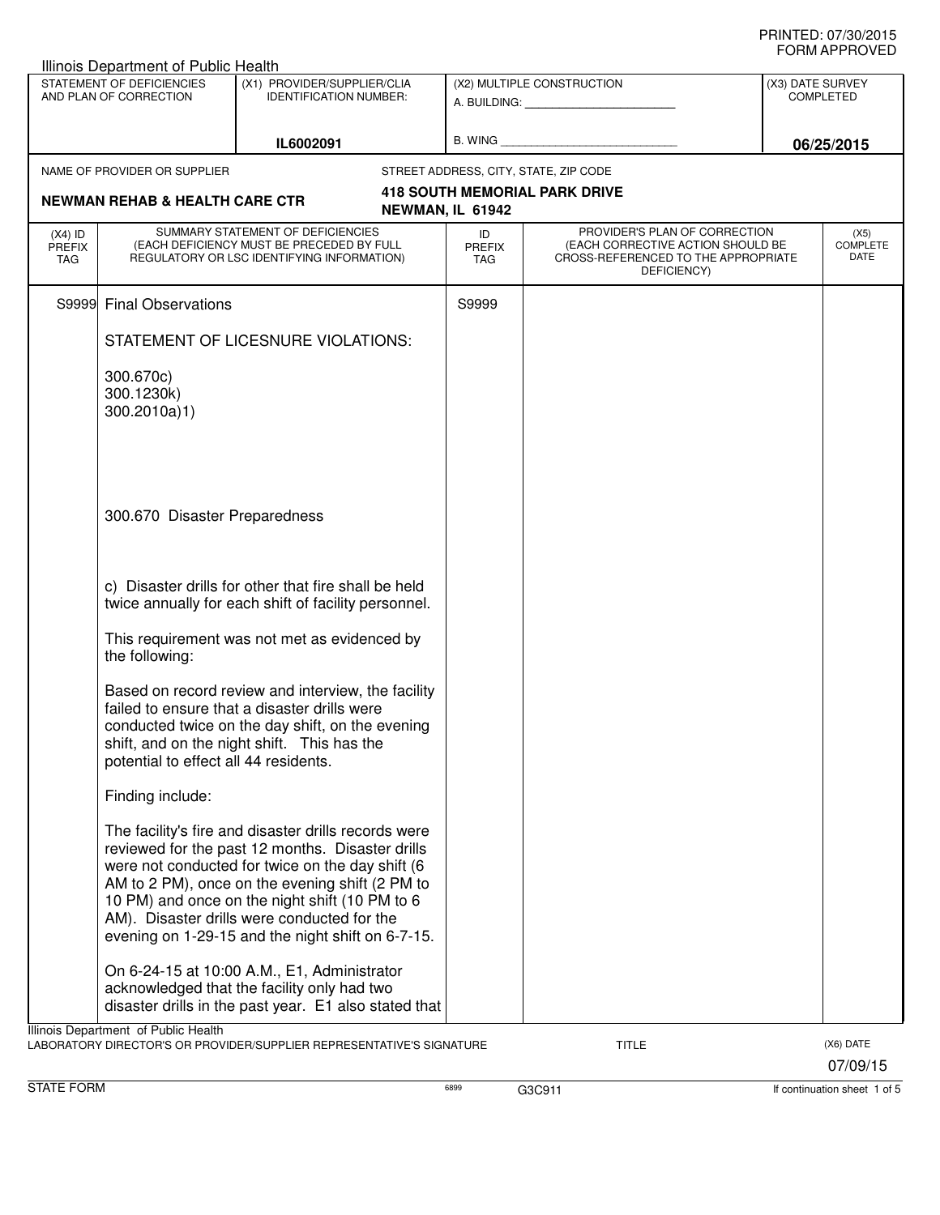PRINTED: 07/30/2015
FORM APPROVED

Illinois Department of Public Health

| STATEMENT OF DEFICIENCIES AND PLAN OF CORRECTION | (X1) PROVIDER/SUPPLIER/CLIA IDENTIFICATION NUMBER: | (X2) MULTIPLE CONSTRUCTION | (X3) DATE SURVEY COMPLETED |
|---|---|---|---|
| | IL6002091 | A. BUILDING: ______ B. WING ______ | 06/25/2015 |

NAME OF PROVIDER OR SUPPLIER: **NEWMAN REHAB & HEALTH CARE CTR**

STREET ADDRESS, CITY, STATE, ZIP CODE: **418 SOUTH MEMORIAL PARK DRIVE, NEWMAN, IL 61942**

| (X4) ID PREFIX TAG | SUMMARY STATEMENT OF DEFICIENCIES (EACH DEFICIENCY MUST BE PRECEDED BY FULL REGULATORY OR LSC IDENTIFYING INFORMATION) | ID PREFIX TAG | PROVIDER'S PLAN OF CORRECTION (EACH CORRECTIVE ACTION SHOULD BE CROSS-REFERENCED TO THE APPROPRIATE DEFICIENCY) | (X5) COMPLETE DATE |
|---|---|---|---|---|
| S9999 | Final Observations | S9999 | | |

STATEMENT OF LICESNURE VIOLATIONS:

300.670c)
300.1230k)
300.2010a)1)

300.670 Disaster Preparedness

c) Disaster drills for other that fire shall be held twice annually for each shift of facility personnel.

This requirement was not met as evidenced by the following:

Based on record review and interview, the facility failed to ensure that a disaster drills were conducted twice on the day shift, on the evening shift, and on the night shift. This has the potential to effect all 44 residents.

Finding include:

The facility's fire and disaster drills records were reviewed for the past 12 months. Disaster drills were not conducted for twice on the day shift (6 AM to 2 PM), once on the evening shift (2 PM to 10 PM) and once on the night shift (10 PM to 6 AM). Disaster drills were conducted for the evening on 1-29-15 and the night shift on 6-7-15.

On 6-24-15 at 10:00 A.M., E1, Administrator acknowledged that the facility only had two disaster drills in the past year. E1 also stated that

Illinois Department of Public Health
LABORATORY DIRECTOR'S OR PROVIDER/SUPPLIER REPRESENTATIVE'S SIGNATURE | TITLE | (X6) DATE 07/09/15

STATE FORM | 6899 | G3C911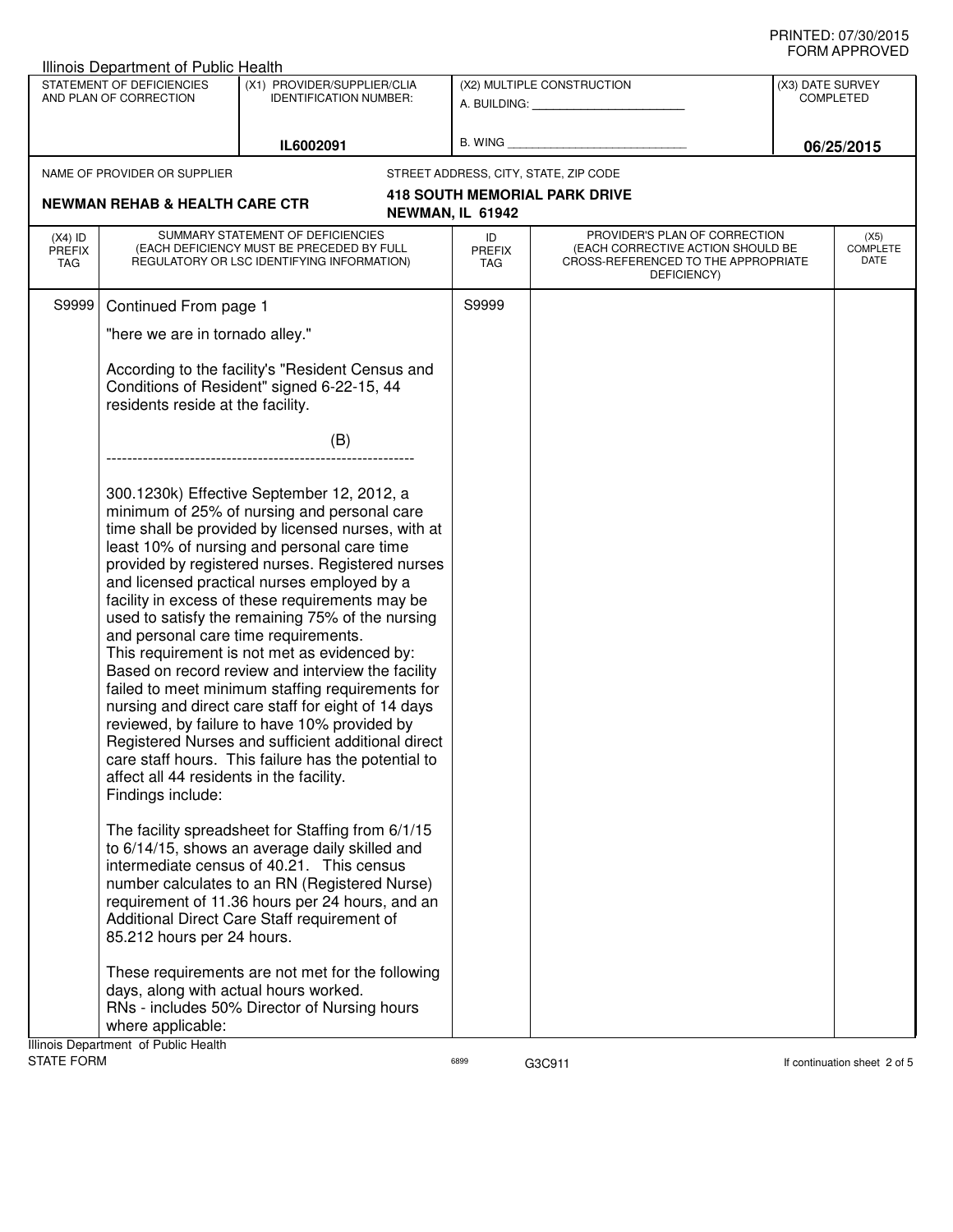Illinois Department of Public Health

| STATEMENT OF DEFICIENCIES AND PLAN OF CORRECTION | (X1) PROVIDER/SUPPLIER/CLIA IDENTIFICATION NUMBER: | (X2) MULTIPLE CONSTRUCTION | (X3) DATE SURVEY COMPLETED |
|---|---|---|---|
| | IL6002091 | A. BUILDING: ______ B. WING ______ | 06/25/2015 |

NAME OF PROVIDER OR SUPPLIER: **NEWMAN REHAB & HEALTH CARE CTR**

STREET ADDRESS, CITY, STATE, ZIP CODE: **418 SOUTH MEMORIAL PARK DRIVE, NEWMAN, IL 61942**

| (X4) ID PREFIX TAG | SUMMARY STATEMENT OF DEFICIENCIES (EACH DEFICIENCY MUST BE PRECEDED BY FULL REGULATORY OR LSC IDENTIFYING INFORMATION) | ID PREFIX TAG | PROVIDER'S PLAN OF CORRECTION (EACH CORRECTIVE ACTION SHOULD BE CROSS-REFERENCED TO THE APPROPRIATE DEFICIENCY) | (X5) COMPLETE DATE |
|---|---|---|---|---|
| S9999 | Continued From page 1 | S9999 | | |

"here we are in tornado alley."

According to the facility's "Resident Census and Conditions of Resident" signed 6-22-15, 44 residents reside at the facility.

(B)

---

300.1230k) Effective September 12, 2012, a minimum of 25% of nursing and personal care time shall be provided by licensed nurses, with at least 10% of nursing and personal care time provided by registered nurses. Registered nurses and licensed practical nurses employed by a facility in excess of these requirements may be used to satisfy the remaining 75% of the nursing and personal care time requirements.
This requirement is not met as evidenced by:
Based on record review and interview the facility failed to meet minimum staffing requirements for nursing and direct care staff for eight of 14 days reviewed, by failure to have 10% provided by Registered Nurses and sufficient additional direct care staff hours. This failure has the potential to affect all 44 residents in the facility.
Findings include:

The facility spreadsheet for Staffing from 6/1/15 to 6/14/15, shows an average daily skilled and intermediate census of 40.21. This census number calculates to an RN (Registered Nurse) requirement of 11.36 hours per 24 hours, and an Additional Direct Care Staff requirement of 85.212 hours per 24 hours.

These requirements are not met for the following days, along with actual hours worked.
RNs - includes 50% Director of Nursing hours where applicable:

Illinois Department of Public Health
STATE FORM 6899 G3C911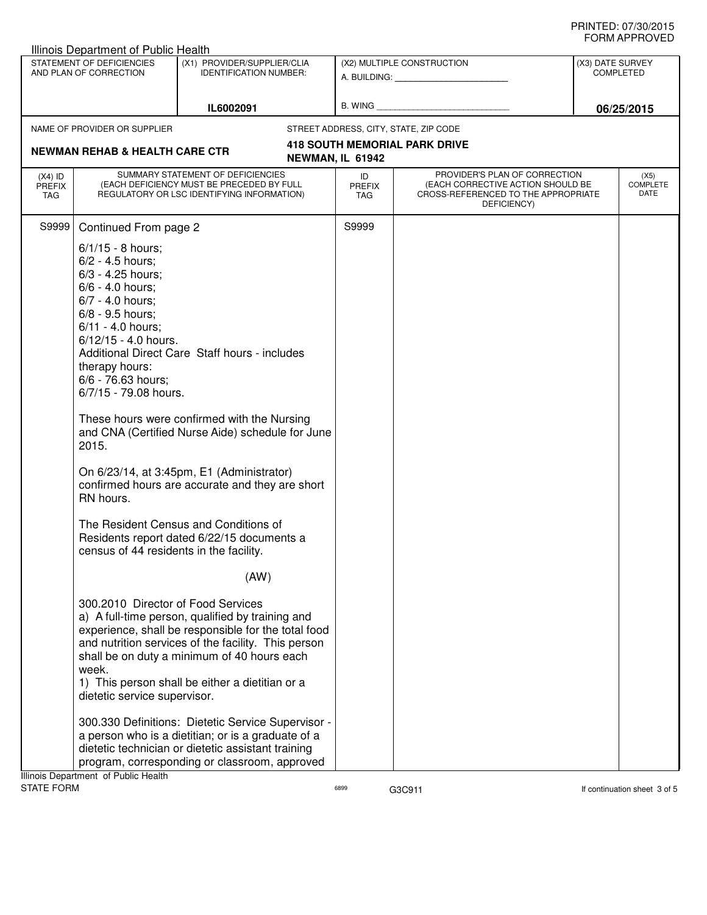Illinois Department of Public Health

| STATEMENT OF DEFICIENCIES AND PLAN OF CORRECTION | (X1) PROVIDER/SUPPLIER/CLIA IDENTIFICATION NUMBER: | (X2) MULTIPLE CONSTRUCTION | (X3) DATE SURVEY COMPLETED |
|---|---|---|---|
| | IL6002091 | A. BUILDING: ______ B. WING ______ | 06/25/2015 |

NAME OF PROVIDER OR SUPPLIER: **NEWMAN REHAB & HEALTH CARE CTR**

STREET ADDRESS, CITY, STATE, ZIP CODE: **418 SOUTH MEMORIAL PARK DRIVE, NEWMAN, IL 61942**

| (X4) ID PREFIX TAG | SUMMARY STATEMENT OF DEFICIENCIES (EACH DEFICIENCY MUST BE PRECEDED BY FULL REGULATORY OR LSC IDENTIFYING INFORMATION) | ID PREFIX TAG | PROVIDER'S PLAN OF CORRECTION (EACH CORRECTIVE ACTION SHOULD BE CROSS-REFERENCED TO THE APPROPRIATE DEFICIENCY) | (X5) COMPLETE DATE |
|---|---|---|---|---|
| S9999 | Continued From page 2 | S9999 | | |

6/1/15 - 8 hours;
6/2 - 4.5 hours;
6/3 - 4.25 hours;
6/6 - 4.0 hours;
6/7 - 4.0 hours;
6/8 - 9.5 hours;
6/11 - 4.0 hours;
6/12/15 - 4.0 hours.
Additional Direct Care Staff hours - includes therapy hours:
6/6 - 76.63 hours;
6/7/15 - 79.08 hours.

These hours were confirmed with the Nursing and CNA (Certified Nurse Aide) schedule for June 2015.

On 6/23/14, at 3:45pm, E1 (Administrator) confirmed hours are accurate and they are short RN hours.

The Resident Census and Conditions of Residents report dated 6/22/15 documents a census of 44 residents in the facility.

(AW)

300.2010 Director of Food Services
a) A full-time person, qualified by training and experience, shall be responsible for the total food and nutrition services of the facility. This person shall be on duty a minimum of 40 hours each week.
1) This person shall be either a dietitian or a dietetic service supervisor.

300.330 Definitions: Dietetic Service Supervisor - a person who is a dietitian; or is a graduate of a dietetic technician or dietetic assistant training program, corresponding or classroom, approved

Illinois Department of Public Health
STATE FORM 6899 G3C911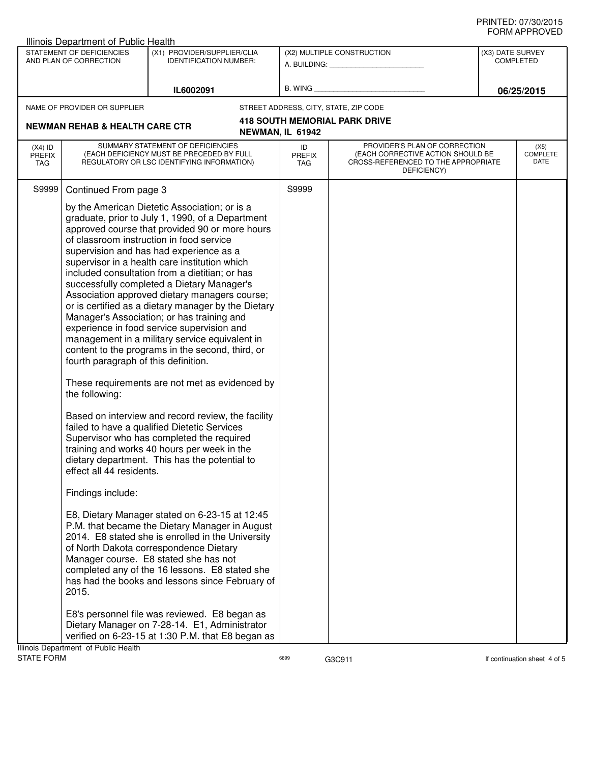Illinois Department of Public Health

| STATEMENT OF DEFICIENCIES AND PLAN OF CORRECTION | (X1) PROVIDER/SUPPLIER/CLIA IDENTIFICATION NUMBER: | (X2) MULTIPLE CONSTRUCTION | (X3) DATE SURVEY COMPLETED |
|---|---|---|---|
| | IL6002091 | A. BUILDING: ______ B. WING ______ | 06/25/2015 |

NAME OF PROVIDER OR SUPPLIER: **NEWMAN REHAB & HEALTH CARE CTR**

STREET ADDRESS, CITY, STATE, ZIP CODE: **418 SOUTH MEMORIAL PARK DRIVE, NEWMAN, IL 61942**

| (X4) ID PREFIX TAG | SUMMARY STATEMENT OF DEFICIENCIES (EACH DEFICIENCY MUST BE PRECEDED BY FULL REGULATORY OR LSC IDENTIFYING INFORMATION) | ID PREFIX TAG | PROVIDER'S PLAN OF CORRECTION (EACH CORRECTIVE ACTION SHOULD BE CROSS-REFERENCED TO THE APPROPRIATE DEFICIENCY) | (X5) COMPLETE DATE |
|---|---|---|---|---|
| S9999 | Continued From page 3 | S9999 | | |

by the American Dietetic Association; or is a graduate, prior to July 1, 1990, of a Department approved course that provided 90 or more hours of classroom instruction in food service supervision and has had experience as a supervisor in a health care institution which included consultation from a dietitian; or has successfully completed a Dietary Manager's Association approved dietary managers course; or is certified as a dietary manager by the Dietary Manager's Association; or has training and experience in food service supervision and management in a military service equivalent in content to the programs in the second, third, or fourth paragraph of this definition.

These requirements are not met as evidenced by the following:

Based on interview and record review, the facility failed to have a qualified Dietetic Services Supervisor who has completed the required training and works 40 hours per week in the dietary department. This has the potential to effect all 44 residents.

Findings include:

E8, Dietary Manager stated on 6-23-15 at 12:45 P.M. that became the Dietary Manager in August 2014. E8 stated she is enrolled in the University of North Dakota correspondence Dietary Manager course. E8 stated she has not completed any of the 16 lessons. E8 stated she has had the books and lessons since February of 2015.

E8's personnel file was reviewed. E8 began as Dietary Manager on 7-28-14. E1, Administrator verified on 6-23-15 at 1:30 P.M. that E8 began as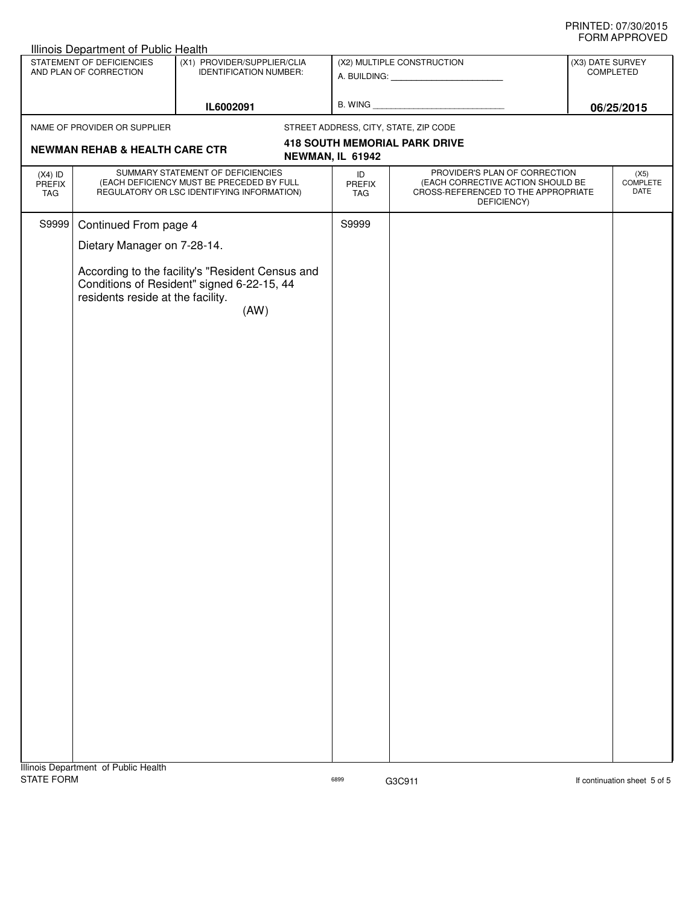Illinois Department of Public Health

| STATEMENT OF DEFICIENCIES AND PLAN OF CORRECTION | (X1) PROVIDER/SUPPLIER/CLIA IDENTIFICATION NUMBER: | (X2) MULTIPLE CONSTRUCTION | (X3) DATE SURVEY COMPLETED |
|---|---|---|---|
| | IL6002091 | A. BUILDING: ______ B. WING ______ | 06/25/2015 |

| NAME OF PROVIDER OR SUPPLIER | STREET ADDRESS, CITY, STATE, ZIP CODE |
|---|---|
| NEWMAN REHAB & HEALTH CARE CTR | 418 SOUTH MEMORIAL PARK DRIVE NEWMAN, IL 61942 |

| (X4) ID PREFIX TAG | SUMMARY STATEMENT OF DEFICIENCIES (EACH DEFICIENCY MUST BE PRECEDED BY FULL REGULATORY OR LSC IDENTIFYING INFORMATION) | ID PREFIX TAG | PROVIDER'S PLAN OF CORRECTION (EACH CORRECTIVE ACTION SHOULD BE CROSS-REFERENCED TO THE APPROPRIATE DEFICIENCY) | (X5) COMPLETE DATE |
|---|---|---|---|---|
| S9999 | Continued From page 4<br><br>Dietary Manager on 7-28-14.<br><br>According to the facility's "Resident Census and Conditions of Resident" signed 6-22-15, 44 residents reside at the facility.<br><br>(AW) | S9999 | | |

Illinois Department of Public Health
STATE FORM 6899 G3C911